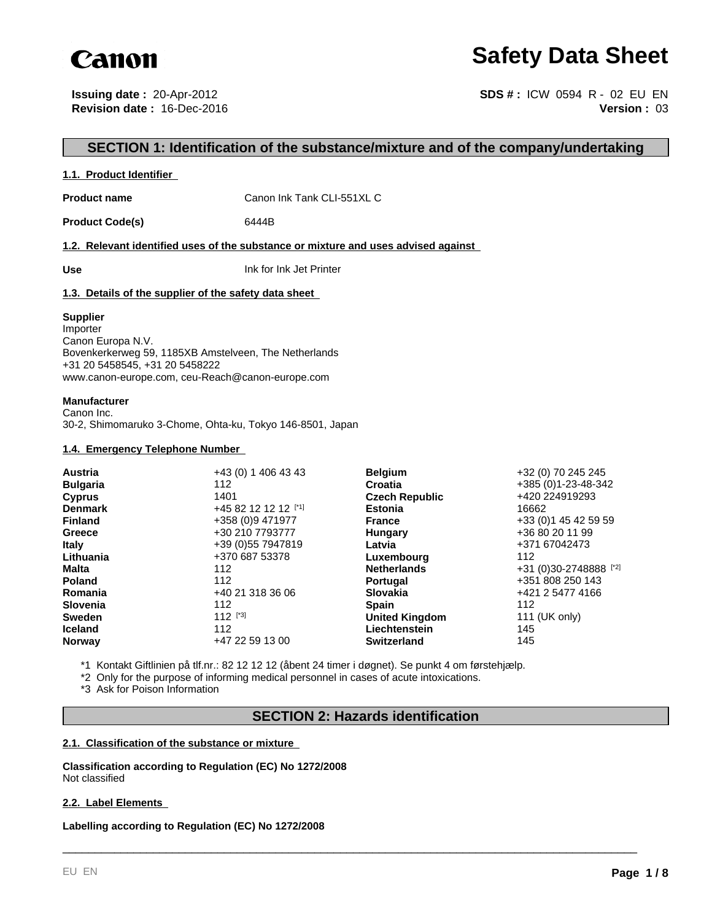Canon

# Safety Data Sheet

**Issuing date :** 20-Apr-2012
**Revision date :** 16-Dec-2016

**SDS # :** ICW 0594 R - 02 EU EN
**Version :** 03

## SECTION 1: Identification of the substance/mixture and of the company/undertaking

### 1.1. Product Identifier

**Product name** Canon Ink Tank CLI-551XL C

**Product Code(s)** 6444B

### 1.2. Relevant identified uses of the substance or mixture and uses advised against

**Use** Ink for Ink Jet Printer

### 1.3. Details of the supplier of the safety data sheet

**Supplier**
Importer
Canon Europa N.V.
Bovenkerkerweg 59, 1185XB Amstelveen, The Netherlands
+31 20 5458545, +31 20 5458222
www.canon-europe.com, ceu-Reach@canon-europe.com

**Manufacturer**
Canon Inc.
30-2, Shimomaruko 3-Chome, Ohta-ku, Tokyo 146-8501, Japan

### 1.4. Emergency Telephone Number

| | | | |
|---|---|---|---|
| **Austria** | +43 (0) 1 406 43 43 | **Belgium** | +32 (0) 70 245 245 |
| **Bulgaria** | 112 | **Croatia** | +385 (0)1-23-48-342 |
| **Cyprus** | 1401 | **Czech Republic** | +420 224919293 |
| **Denmark** | +45 82 12 12 12 [*1] | **Estonia** | 16662 |
| **Finland** | +358 (0)9 471977 | **France** | +33 (0)1 45 42 59 59 |
| **Greece** | +30 210 7793777 | **Hungary** | +36 80 20 11 99 |
| **Italy** | +39 (0)55 7947819 | **Latvia** | +371 67042473 |
| **Lithuania** | +370 687 53378 | **Luxembourg** | 112 |
| **Malta** | 112 | **Netherlands** | +31 (0)30-2748888 [*2] |
| **Poland** | 112 | **Portugal** | +351 808 250 143 |
| **Romania** | +40 21 318 36 06 | **Slovakia** | +421 2 5477 4166 |
| **Slovenia** | 112 | **Spain** | 112 |
| **Sweden** | 112 [*3] | **United Kingdom** | 111 (UK only) |
| **Iceland** | 112 | **Liechtenstein** | 145 |
| **Norway** | +47 22 59 13 00 | **Switzerland** | 145 |

*1 Kontakt Giftlinien på tlf.nr.: 82 12 12 12 (åbent 24 timer i døgnet). Se punkt 4 om førstehjælp.
*2 Only for the purpose of informing medical personnel in cases of acute intoxications.
*3 Ask for Poison Information

## SECTION 2: Hazards identification

### 2.1. Classification of the substance or mixture

**Classification according to Regulation (EC) No 1272/2008**
Not classified

### 2.2. Label Elements

**Labelling according to Regulation (EC) No 1272/2008**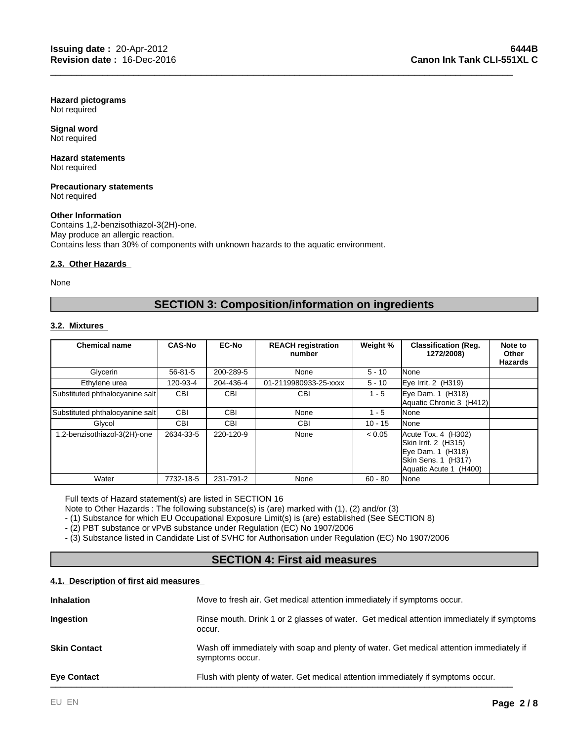**Hazard pictograms**
Not required

**Signal word**
Not required

**Hazard statements**
Not required

**Precautionary statements**
Not required

**Other Information**
Contains 1,2-benzisothiazol-3(2H)-one.
May produce an allergic reaction.
Contains less than 30% of components with unknown hazards to the aquatic environment.

### 2.3. Other Hazards

None

## SECTION 3: Composition/information on ingredients

### 3.2. Mixtures

| Chemical name | CAS-No | EC-No | REACH registration number | Weight % | Classification (Reg. 1272/2008) | Note to Other Hazards |
|---|---|---|---|---|---|---|
| Glycerin | 56-81-5 | 200-289-5 | None | 5 - 10 | None | |
| Ethylene urea | 120-93-4 | 204-436-4 | 01-2119980933-25-xxxx | 5 - 10 | Eye Irrit. 2 (H319) | |
| Substituted phthalocyanine salt | CBI | CBI | CBI | 1 - 5 | Eye Dam. 1 (H318)<br>Aquatic Chronic 3 (H412) | |
| Substituted phthalocyanine salt | CBI | CBI | None | 1 - 5 | None | |
| Glycol | CBI | CBI | CBI | 10 - 15 | None | |
| 1,2-benzisothiazol-3(2H)-one | 2634-33-5 | 220-120-9 | None | < 0.05 | Acute Tox. 4 (H302)<br>Skin Irrit. 2 (H315)<br>Eye Dam. 1 (H318)<br>Skin Sens. 1 (H317)<br>Aquatic Acute 1 (H400) | |
| Water | 7732-18-5 | 231-791-2 | None | 60 - 80 | None | |

Full texts of Hazard statement(s) are listed in SECTION 16
Note to Other Hazards : The following substance(s) is (are) marked with (1), (2) and/or (3)
- (1) Substance for which EU Occupational Exposure Limit(s) is (are) established (See SECTION 8)
- (2) PBT substance or vPvB substance under Regulation (EC) No 1907/2006
- (3) Substance listed in Candidate List of SVHC for Authorisation under Regulation (EC) No 1907/2006

## SECTION 4: First aid measures

### 4.1. Description of first aid measures

**Inhalation** — Move to fresh air. Get medical attention immediately if symptoms occur.

**Ingestion** — Rinse mouth. Drink 1 or 2 glasses of water. Get medical attention immediately if symptoms occur.

**Skin Contact** — Wash off immediately with soap and plenty of water. Get medical attention immediately if symptoms occur.

**Eye Contact** — Flush with plenty of water. Get medical attention immediately if symptoms occur.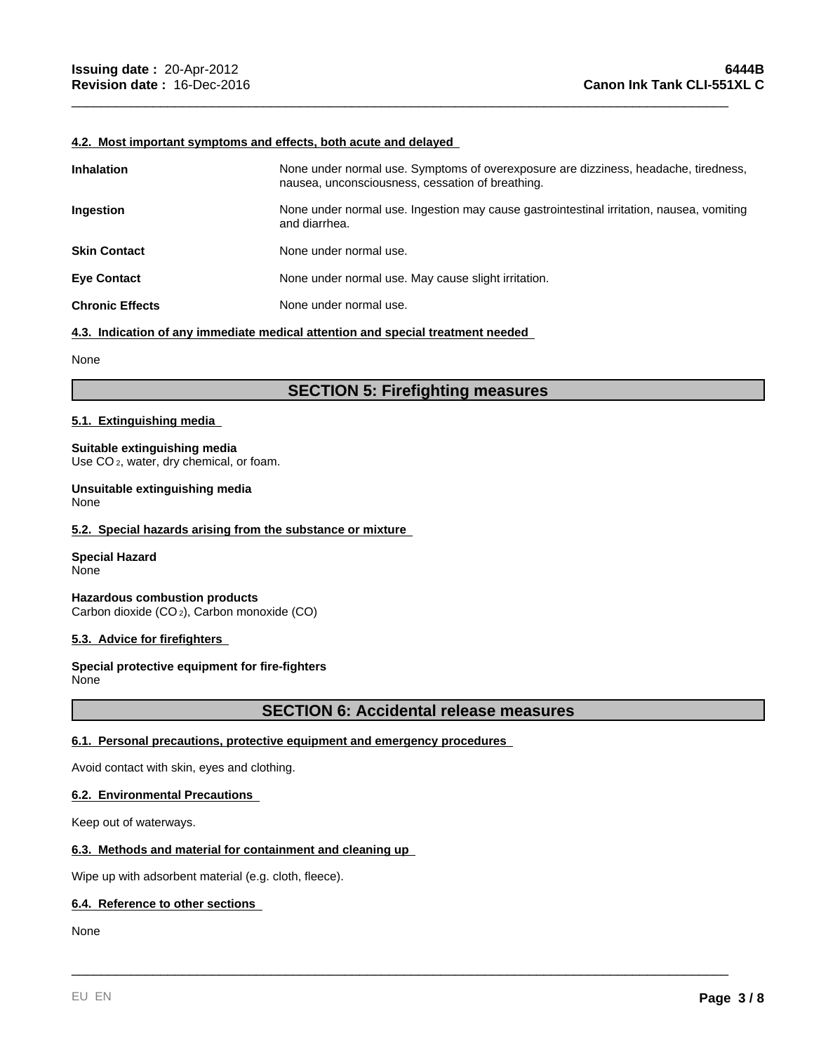#### 4.2. Most important symptoms and effects, both acute and delayed

| | |
|---|---|
| **Inhalation** | None under normal use. Symptoms of overexposure are dizziness, headache, tiredness, nausea, unconsciousness, cessation of breathing. |
| **Ingestion** | None under normal use. Ingestion may cause gastrointestinal irritation, nausea, vomiting and diarrhea. |
| **Skin Contact** | None under normal use. |
| **Eye Contact** | None under normal use. May cause slight irritation. |
| **Chronic Effects** | None under normal use. |

#### 4.3. Indication of any immediate medical attention and special treatment needed

None

## SECTION 5: Firefighting measures

#### 5.1. Extinguishing media

**Suitable extinguishing media**
Use $CO_2$, water, dry chemical, or foam.

**Unsuitable extinguishing media**
None

#### 5.2. Special hazards arising from the substance or mixture

**Special Hazard**
None

**Hazardous combustion products**
Carbon dioxide ($CO_2$), Carbon monoxide (CO)

#### 5.3. Advice for firefighters

**Special protective equipment for fire-fighters**
None

## SECTION 6: Accidental release measures

#### 6.1. Personal precautions, protective equipment and emergency procedures

Avoid contact with skin, eyes and clothing.

#### 6.2. Environmental Precautions

Keep out of waterways.

#### 6.3. Methods and material for containment and cleaning up

Wipe up with adsorbent material (e.g. cloth, fleece).

#### 6.4. Reference to other sections

None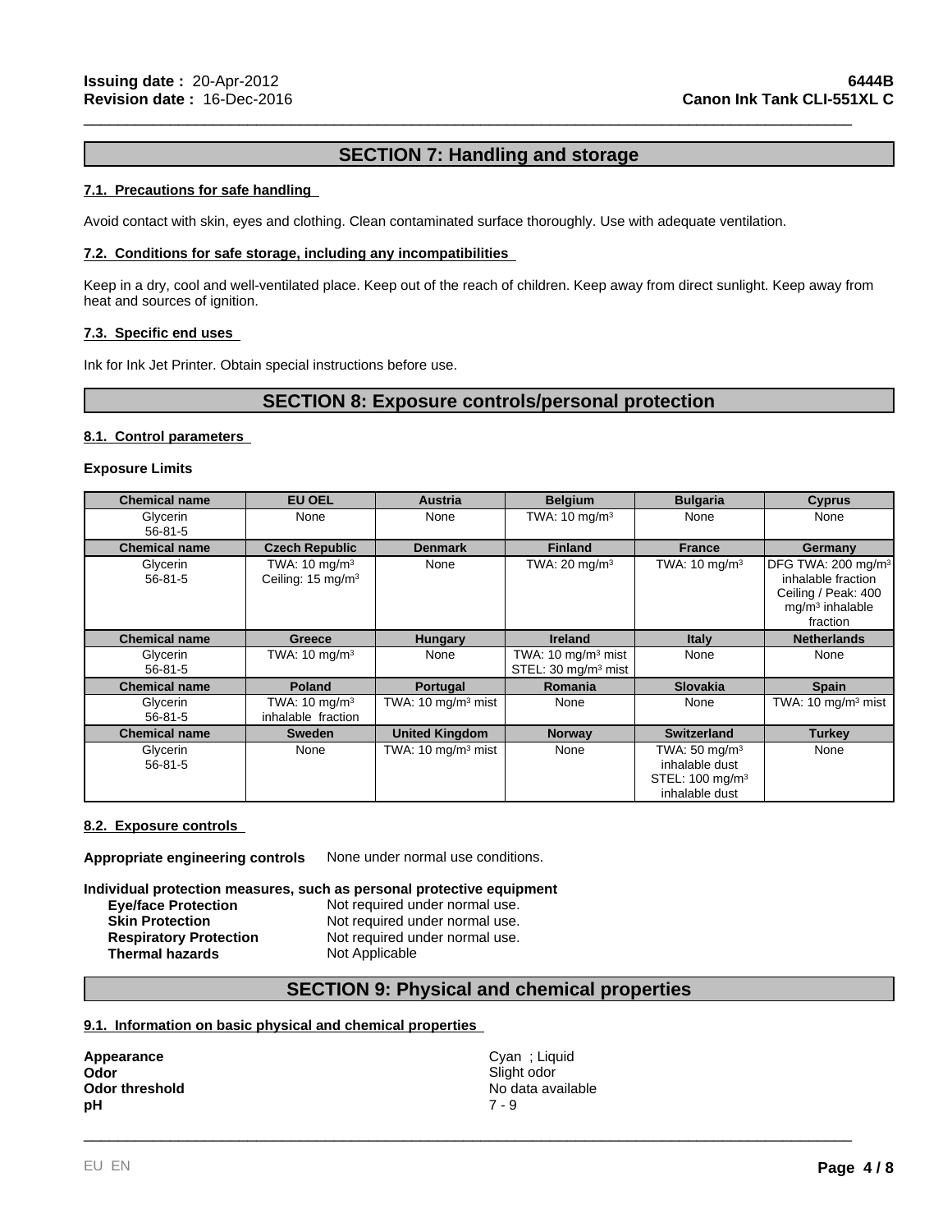## SECTION 7: Handling and storage

### 7.1. Precautions for safe handling

Avoid contact with skin, eyes and clothing. Clean contaminated surface thoroughly. Use with adequate ventilation.

### 7.2. Conditions for safe storage, including any incompatibilities

Keep in a dry, cool and well-ventilated place. Keep out of the reach of children. Keep away from direct sunlight. Keep away from heat and sources of ignition.

### 7.3. Specific end uses

Ink for Ink Jet Printer. Obtain special instructions before use.

## SECTION 8: Exposure controls/personal protection

### 8.1. Control parameters

**Exposure Limits**

| Chemical name | EU OEL | Austria | Belgium | Bulgaria | Cyprus |
|---|---|---|---|---|---|
| Glycerin 56-81-5 | None | None | TWA: 10 mg/m$^3$ | None | None |
| **Chemical name** | **Czech Republic** | **Denmark** | **Finland** | **France** | **Germany** |
| Glycerin 56-81-5 | TWA: 10 mg/m$^3$ Ceiling: 15 mg/m$^3$ | None | TWA: 20 mg/m$^3$ | TWA: 10 mg/m$^3$ | DFG TWA: 200 mg/m$^3$ inhalable fraction Ceiling / Peak: 400 mg/m$^3$ inhalable fraction |
| **Chemical name** | **Greece** | **Hungary** | **Ireland** | **Italy** | **Netherlands** |
| Glycerin 56-81-5 | TWA: 10 mg/m$^3$ | None | TWA: 10 mg/m$^3$ mist STEL: 30 mg/m$^3$ mist | None | None |
| **Chemical name** | **Poland** | **Portugal** | **Romania** | **Slovakia** | **Spain** |
| Glycerin 56-81-5 | TWA: 10 mg/m$^3$ inhalable fraction | TWA: 10 mg/m$^3$ mist | None | None | TWA: 10 mg/m$^3$ mist |
| **Chemical name** | **Sweden** | **United Kingdom** | **Norway** | **Switzerland** | **Turkey** |
| Glycerin 56-81-5 | None | TWA: 10 mg/m$^3$ mist | None | TWA: 50 mg/m$^3$ inhalable dust STEL: 100 mg/m$^3$ inhalable dust | None |

### 8.2. Exposure controls

**Appropriate engineering controls** None under normal use conditions.

**Individual protection measures, such as personal protective equipment**

| | |
|---|---|
| **Eye/face Protection** | Not required under normal use. |
| **Skin Protection** | Not required under normal use. |
| **Respiratory Protection** | Not required under normal use. |
| **Thermal hazards** | Not Applicable |

## SECTION 9: Physical and chemical properties

### 9.1. Information on basic physical and chemical properties

| | |
|---|---|
| **Appearance** | Cyan ; Liquid |
| **Odor** | Slight odor |
| **Odor threshold** | No data available |
| **pH** | 7 - 9 |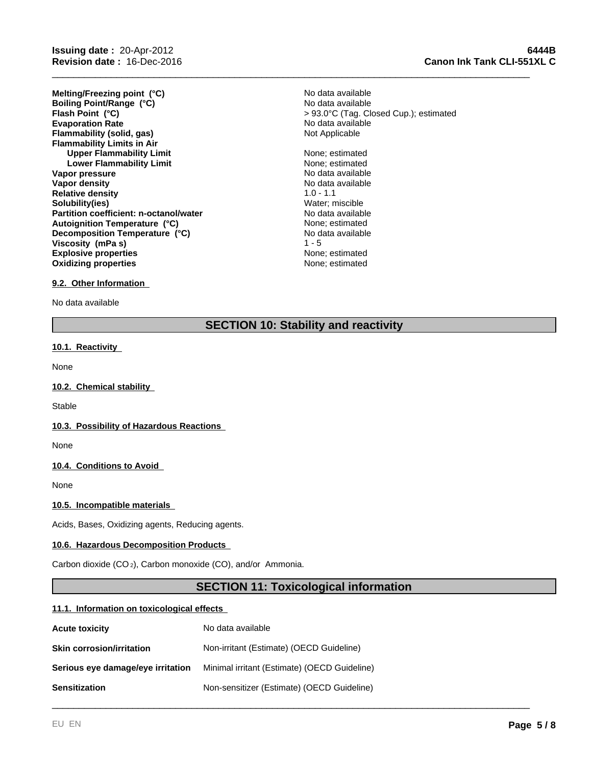| | |
|---|---|
| **Melting/Freezing point (°C)** | No data available |
| **Boiling Point/Range (°C)** | No data available |
| **Flash Point (°C)** | > 93.0°C (Tag. Closed Cup.); estimated |
| **Evaporation Rate** | No data available |
| **Flammability (solid, gas)** | Not Applicable |
| **Flammability Limits in Air** | |
| **Upper Flammability Limit** | None; estimated |
| **Lower Flammability Limit** | None; estimated |
| **Vapor pressure** | No data available |
| **Vapor density** | No data available |
| **Relative density** | 1.0 - 1.1 |
| **Solubility(ies)** | Water; miscible |
| **Partition coefficient: n-octanol/water** | No data available |
| **Autoignition Temperature (°C)** | None; estimated |
| **Decomposition Temperature (°C)** | No data available |
| **Viscosity (mPa s)** | 1 - 5 |
| **Explosive properties** | None; estimated |
| **Oxidizing properties** | None; estimated |

### 9.2. Other Information

No data available

## SECTION 10: Stability and reactivity

### 10.1. Reactivity

None

### 10.2. Chemical stability

Stable

### 10.3. Possibility of Hazardous Reactions

None

### 10.4. Conditions to Avoid

None

### 10.5. Incompatible materials

Acids, Bases, Oxidizing agents, Reducing agents.

### 10.6. Hazardous Decomposition Products

Carbon dioxide ($CO_2$), Carbon monoxide (CO), and/or Ammonia.

## SECTION 11: Toxicological information

### 11.1. Information on toxicological effects

| | |
|---|---|
| **Acute toxicity** | No data available |
| **Skin corrosion/irritation** | Non-irritant (Estimate) (OECD Guideline) |
| **Serious eye damage/eye irritation** | Minimal irritant (Estimate) (OECD Guideline) |
| **Sensitization** | Non-sensitizer (Estimate) (OECD Guideline) |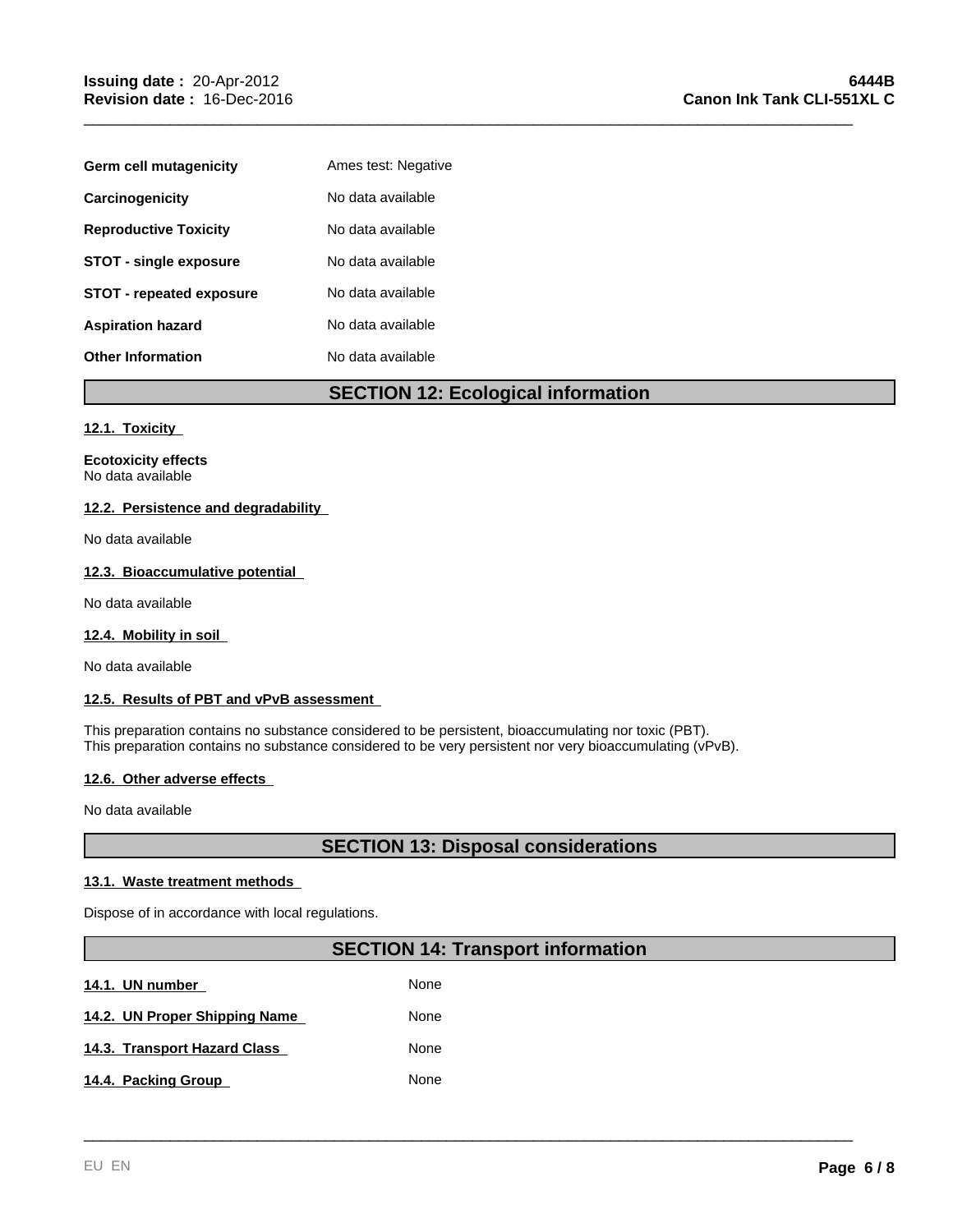| | |
|---|---|
| **Germ cell mutagenicity** | Ames test: Negative |
| **Carcinogenicity** | No data available |
| **Reproductive Toxicity** | No data available |
| **STOT - single exposure** | No data available |
| **STOT - repeated exposure** | No data available |
| **Aspiration hazard** | No data available |
| **Other Information** | No data available |

## SECTION 12: Ecological information

### 12.1. Toxicity

**Ecotoxicity effects**
No data available

### 12.2. Persistence and degradability

No data available

### 12.3. Bioaccumulative potential

No data available

### 12.4. Mobility in soil

No data available

### 12.5. Results of PBT and vPvB assessment

This preparation contains no substance considered to be persistent, bioaccumulating nor toxic (PBT).
This preparation contains no substance considered to be very persistent nor very bioaccumulating (vPvB).

### 12.6. Other adverse effects

No data available

## SECTION 13: Disposal considerations

### 13.1. Waste treatment methods

Dispose of in accordance with local regulations.

## SECTION 14: Transport information

| | |
|---|---|
| **14.1. UN number** | None |
| **14.2. UN Proper Shipping Name** | None |
| **14.3. Transport Hazard Class** | None |
| **14.4. Packing Group** | None |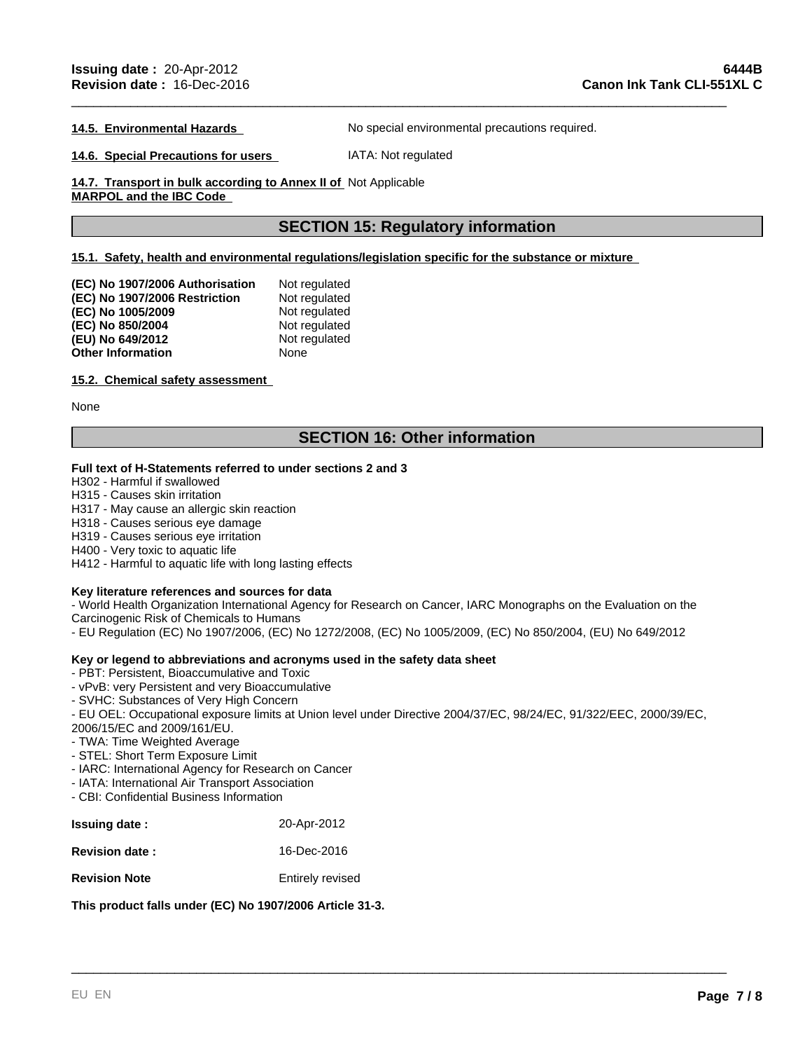**14.5. Environmental Hazards** No special environmental precautions required.

**14.6. Special Precautions for users** IATA: Not regulated

**14.7. Transport in bulk according to Annex II of MARPOL and the IBC Code** Not Applicable

## SECTION 15: Regulatory information

**15.1. Safety, health and environmental regulations/legislation specific for the substance or mixture**

| | |
|---|---|
| **(EC) No 1907/2006 Authorisation** | Not regulated |
| **(EC) No 1907/2006 Restriction** | Not regulated |
| **(EC) No 1005/2009** | Not regulated |
| **(EC) No 850/2004** | Not regulated |
| **(EU) No 649/2012** | Not regulated |
| **Other Information** | None |

**15.2. Chemical safety assessment**

None

## SECTION 16: Other information

**Full text of H-Statements referred to under sections 2 and 3**

H302 - Harmful if swallowed
H315 - Causes skin irritation
H317 - May cause an allergic skin reaction
H318 - Causes serious eye damage
H319 - Causes serious eye irritation
H400 - Very toxic to aquatic life
H412 - Harmful to aquatic life with long lasting effects

**Key literature references and sources for data**

- World Health Organization International Agency for Research on Cancer, IARC Monographs on the Evaluation on the Carcinogenic Risk of Chemicals to Humans
- EU Regulation (EC) No 1907/2006, (EC) No 1272/2008, (EC) No 1005/2009, (EC) No 850/2004, (EU) No 649/2012

**Key or legend to abbreviations and acronyms used in the safety data sheet**

- PBT: Persistent, Bioaccumulative and Toxic
- vPvB: very Persistent and very Bioaccumulative
- SVHC: Substances of Very High Concern
- EU OEL: Occupational exposure limits at Union level under Directive 2004/37/EC, 98/24/EC, 91/322/EEC, 2000/39/EC, 2006/15/EC and 2009/161/EU.
- TWA: Time Weighted Average
- STEL: Short Term Exposure Limit
- IARC: International Agency for Research on Cancer
- IATA: International Air Transport Association
- CBI: Confidential Business Information

| | |
|---|---|
| **Issuing date :** | 20-Apr-2012 |
| **Revision date :** | 16-Dec-2016 |
| **Revision Note** | Entirely revised |

**This product falls under (EC) No 1907/2006 Article 31-3.**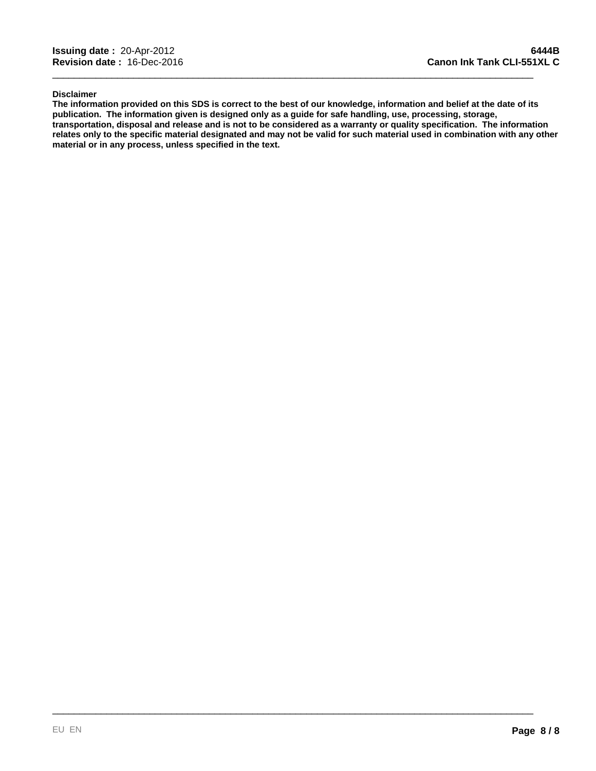**Disclaimer**

**The information provided on this SDS is correct to the best of our knowledge, information and belief at the date of its publication. The information given is designed only as a guide for safe handling, use, processing, storage, transportation, disposal and release and is not to be considered as a warranty or quality specification. The information relates only to the specific material designated and may not be valid for such material used in combination with any other material or in any process, unless specified in the text.**